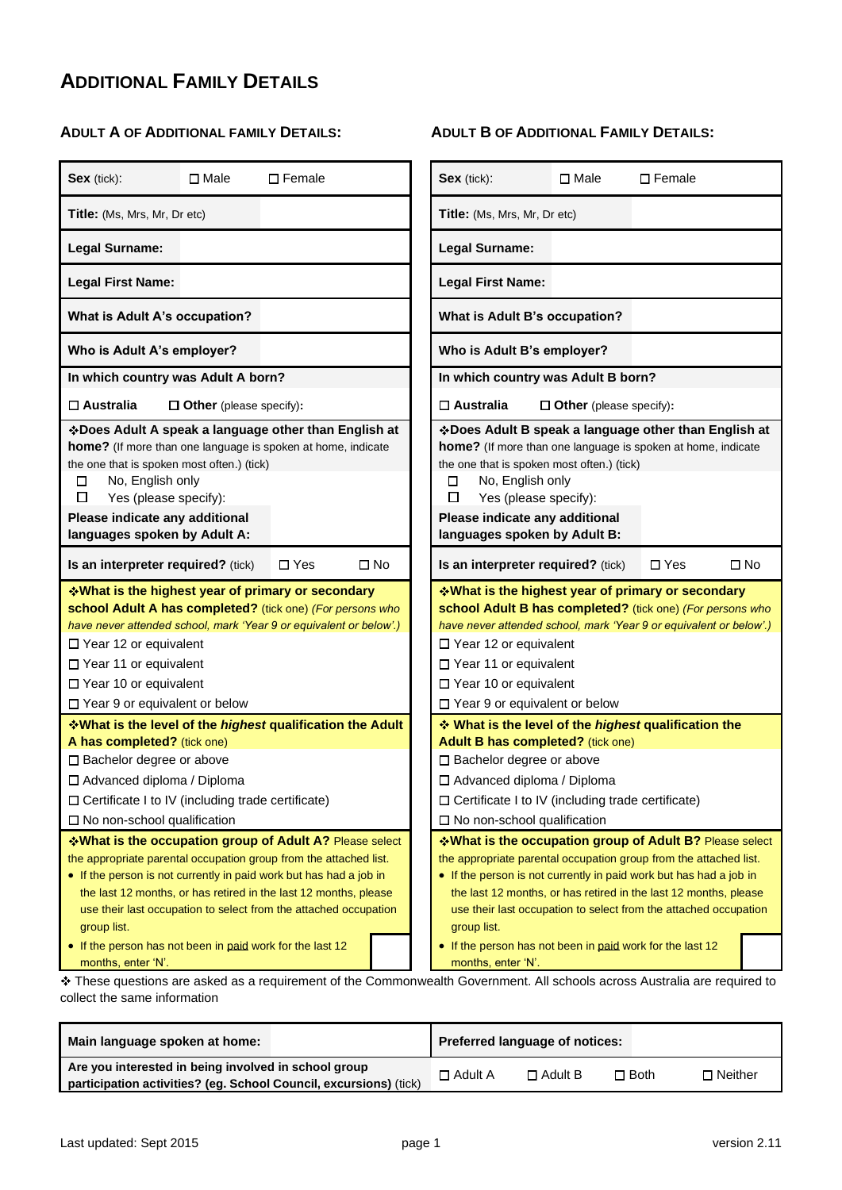# Additional Family Details

## Adult A of Additional Family Details:

| | | |
|---|---|---|
| **Sex** (tick): | ☐ Male | ☐ Female |
| **Title:** (Ms, Mrs, Mr, Dr etc) | | |
| **Legal Surname:** | | |
| **Legal First Name:** | | |
| **What is Adult A's occupation?** | | |
| **Who is Adult A's employer?** | | |

**In which country was Adult A born?**

☐ **Australia** ☐ **Other** (please specify):

❖**Does Adult A speak a language other than English at home?** (If more than one language is spoken at home, indicate the one that is spoken most often.) (tick)

- ☐ No, English only
- ☐ Yes (please specify):

**Please indicate any additional languages spoken by Adult A:**

**Is an interpreter required?** (tick) ☐ Yes ☐ No

❖**What is the highest year of primary or secondary school Adult A has completed?** (tick one) *(For persons who have never attended school, mark 'Year 9 or equivalent or below'.)*

- ☐ Year 12 or equivalent
- ☐ Year 11 or equivalent
- ☐ Year 10 or equivalent
- ☐ Year 9 or equivalent or below

❖**What is the level of the *highest* qualification the Adult A has completed?** (tick one)

- ☐ Bachelor degree or above
- ☐ Advanced diploma / Diploma
- ☐ Certificate I to IV (including trade certificate)
- ☐ No non-school qualification

❖**What is the occupation group of Adult A?** Please select the appropriate parental occupation group from the attached list.

- If the person is not currently in paid work but has had a job in the last 12 months, or has retired in the last 12 months, please use their last occupation to select from the attached occupation group list.
- If the person has not been in paid work for the last 12 months, enter 'N'.

## Adult B of Additional Family Details:

| | | |
|---|---|---|
| **Sex** (tick): | ☐ Male | ☐ Female |
| **Title:** (Ms, Mrs, Mr, Dr etc) | | |
| **Legal Surname:** | | |
| **Legal First Name:** | | |
| **What is Adult B's occupation?** | | |
| **Who is Adult B's employer?** | | |

**In which country was Adult B born?**

☐ **Australia** ☐ **Other** (please specify):

❖**Does Adult B speak a language other than English at home?** (If more than one language is spoken at home, indicate the one that is spoken most often.) (tick)

- ☐ No, English only
- ☐ Yes (please specify):

**Please indicate any additional languages spoken by Adult B:**

**Is an interpreter required?** (tick) ☐ Yes ☐ No

❖**What is the highest year of primary or secondary school Adult B has completed?** (tick one) *(For persons who have never attended school, mark 'Year 9 or equivalent or below'.)*

- ☐ Year 12 or equivalent
- ☐ Year 11 or equivalent
- ☐ Year 10 or equivalent
- ☐ Year 9 or equivalent or below

❖ **What is the level of the *highest* qualification the Adult B has completed?** (tick one)

- ☐ Bachelor degree or above
- ☐ Advanced diploma / Diploma
- ☐ Certificate I to IV (including trade certificate)
- ☐ No non-school qualification

❖**What is the occupation group of Adult B?** Please select the appropriate parental occupation group from the attached list.

- If the person is not currently in paid work but has had a job in the last 12 months, or has retired in the last 12 months, please use their last occupation to select from the attached occupation group list.
- If the person has not been in paid work for the last 12 months, enter 'N'.

❖ These questions are asked as a requirement of the Commonwealth Government. All schools across Australia are required to collect the same information

| | | | | | |
|---|---|---|---|---|---|
| **Main language spoken at home:** | | **Preferred language of notices:** | | | |
| **Are you interested in being involved in school group participation activities? (eg. School Council, excursions)** (tick) | | ☐ Adult A | ☐ Adult B | ☐ Both | ☐ Neither |

Last updated: Sept 2015 version 2.11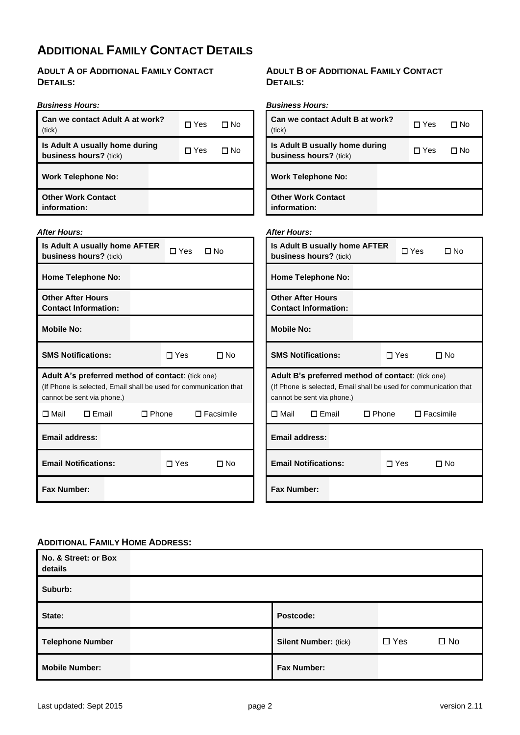# ADDITIONAL FAMILY CONTACT DETAILS

## ADULT A OF ADDITIONAL FAMILY CONTACT DETAILS:

***Business Hours:***

| | | |
|---|---|---|
| **Can we contact Adult A at work?** (tick) | ☐ Yes | ☐ No |
| **Is Adult A usually home during business hours?** (tick) | ☐ Yes | ☐ No |
| **Work Telephone No:** | | |
| **Other Work Contact information:** | | |

***After Hours:***

| | | |
|---|---|---|
| **Is Adult A usually home AFTER business hours?** (tick) | ☐ Yes | ☐ No |
| **Home Telephone No:** | | |
| **Other After Hours Contact Information:** | | |
| **Mobile No:** | | |
| **SMS Notifications:** | ☐ Yes | ☐ No |

**Adult A's preferred method of contact**: (tick one)
(If Phone is selected, Email shall be used for communication that cannot be sent via phone.)

☐ Mail ☐ Email ☐ Phone ☐ Facsimile

| | | |
|---|---|---|
| **Email address:** | | |
| **Email Notifications:** | ☐ Yes | ☐ No |
| **Fax Number:** | | |

## ADULT B OF ADDITIONAL FAMILY CONTACT DETAILS:

***Business Hours:***

| | | |
|---|---|---|
| **Can we contact Adult B at work?** (tick) | ☐ Yes | ☐ No |
| **Is Adult B usually home during business hours?** (tick) | ☐ Yes | ☐ No |
| **Work Telephone No:** | | |
| **Other Work Contact information:** | | |

***After Hours:***

| | | |
|---|---|---|
| **Is Adult B usually home AFTER business hours?** (tick) | ☐ Yes | ☐ No |
| **Home Telephone No:** | | |
| **Other After Hours Contact Information:** | | |
| **Mobile No:** | | |
| **SMS Notifications:** | ☐ Yes | ☐ No |

**Adult B's preferred method of contact**: (tick one)
(If Phone is selected, Email shall be used for communication that cannot be sent via phone.)

☐ Mail ☐ Email ☐ Phone ☐ Facsimile

| | | |
|---|---|---|
| **Email address:** | | |
| **Email Notifications:** | ☐ Yes | ☐ No |
| **Fax Number:** | | |

## ADDITIONAL FAMILY HOME ADDRESS:

| | | | |
|---|---|---|---|
| **No. & Street: or Box details** | | | |
| **Suburb:** | | | |
| **State:** | | **Postcode:** | |
| **Telephone Number** | | **Silent Number:** (tick) | ☐ Yes ☐ No |
| **Mobile Number:** | | **Fax Number:** | |

Last updated: Sept 2015 version 2.11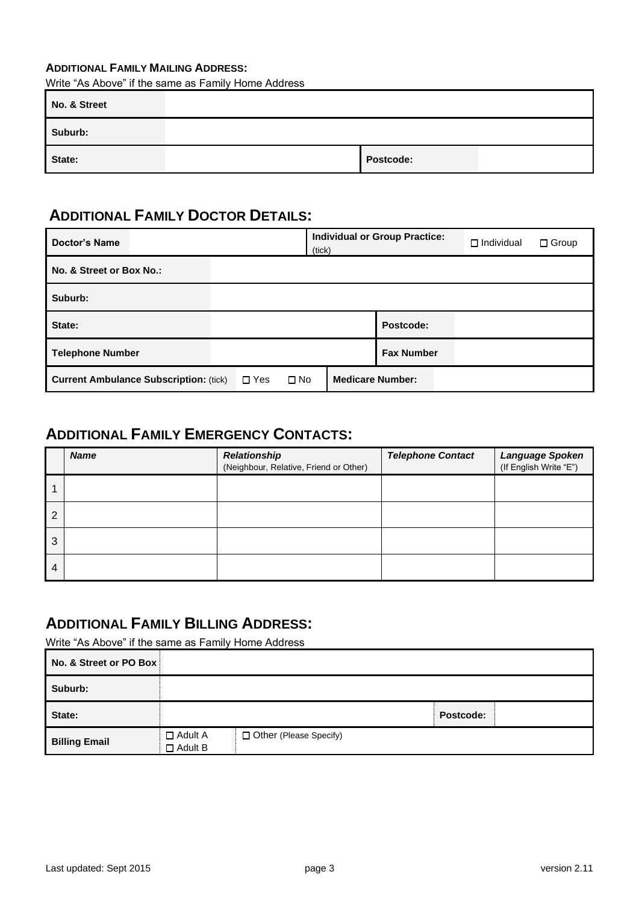**ADDITIONAL FAMILY MAILING ADDRESS:**

Write "As Above" if the same as Family Home Address

| | | | |
|---|---|---|---|
| **No. & Street** | | | |
| **Suburb:** | | | |
| **State:** | | **Postcode:** | |

## ADDITIONAL FAMILY DOCTOR DETAILS:

| | | | |
|---|---|---|---|
| **Doctor's Name** | | **Individual or Group Practice:** (tick) | ☐ Individual ☐ Group |
| **No. & Street or Box No.:** | | | |
| **Suburb:** | | | |
| **State:** | | **Postcode:** | |
| **Telephone Number** | | **Fax Number** | |
| **Current Ambulance Subscription:** (tick) | ☐ Yes ☐ No | **Medicare Number:** | |

## ADDITIONAL FAMILY EMERGENCY CONTACTS:

| | ***Name*** | ***Relationship*** (Neighbour, Relative, Friend or Other) | ***Telephone Contact*** | ***Language Spoken*** (If English Write "E") |
|---|---|---|---|---|
| 1 | | | | |
| 2 | | | | |
| 3 | | | | |
| 4 | | | | |

## ADDITIONAL FAMILY BILLING ADDRESS:

Write "As Above" if the same as Family Home Address

| | | | | |
|---|---|---|---|---|
| **No. & Street or PO Box** | | | | |
| **Suburb:** | | | | |
| **State:** | | | **Postcode:** | |
| **Billing Email** | ☐ Adult A ☐ Adult B | ☐ Other (Please Specify) | | |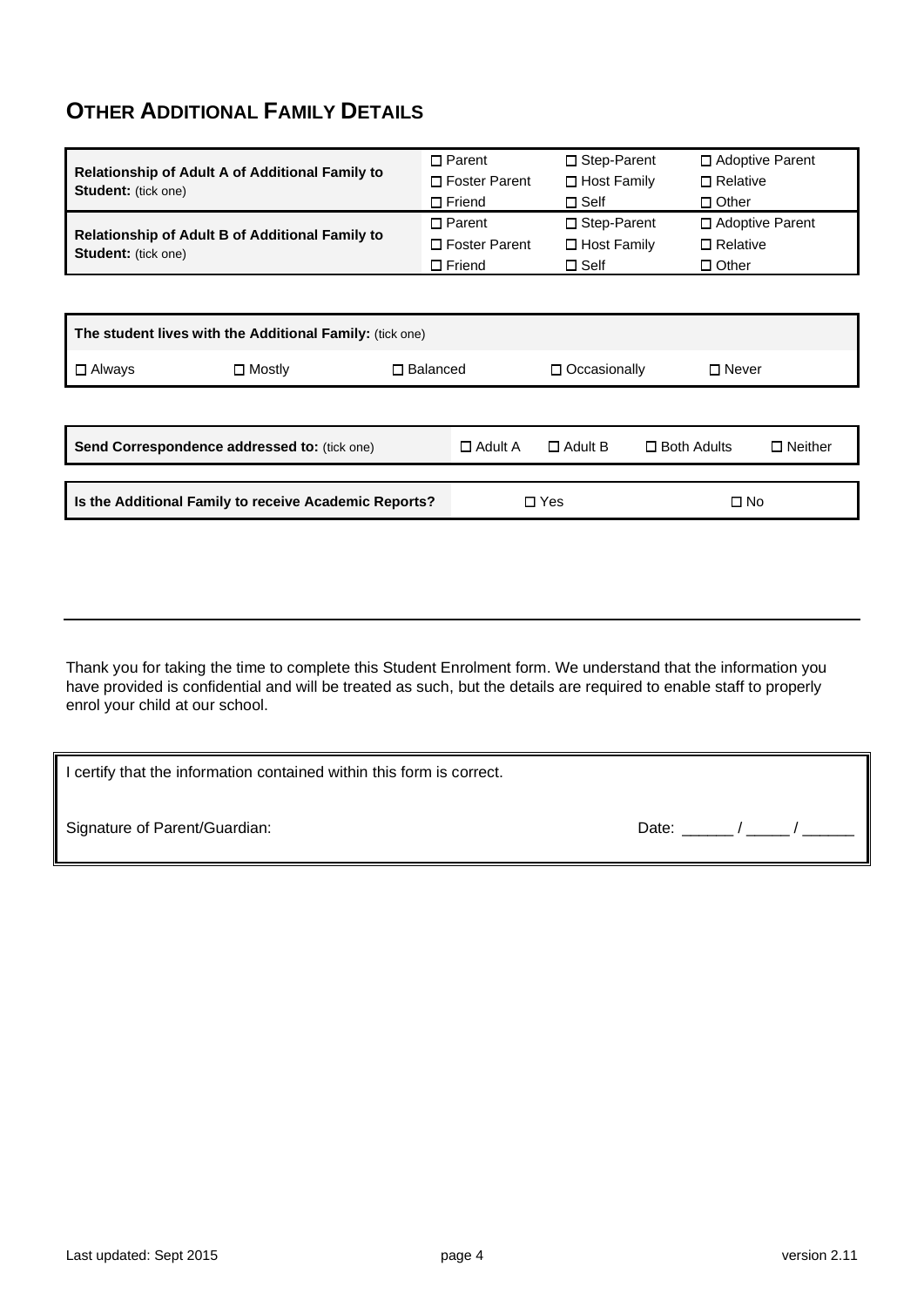## OTHER ADDITIONAL FAMILY DETAILS

| | | | |
|---|---|---|---|
| **Relationship of Adult A of Additional Family to Student:** (tick one) | ☐ Parent<br>☐ Foster Parent<br>☐ Friend | ☐ Step-Parent<br>☐ Host Family<br>☐ Self | ☐ Adoptive Parent<br>☐ Relative<br>☐ Other |
| **Relationship of Adult B of Additional Family to Student:** (tick one) | ☐ Parent<br>☐ Foster Parent<br>☐ Friend | ☐ Step-Parent<br>☐ Host Family<br>☐ Self | ☐ Adoptive Parent<br>☐ Relative<br>☐ Other |

| **The student lives with the Additional Family:** (tick one) | | | | |
|---|---|---|---|---|
| ☐ Always | ☐ Mostly | ☐ Balanced | ☐ Occasionally | ☐ Never |

| **Send Correspondence addressed to:** (tick one) | ☐ Adult A | ☐ Adult B | ☐ Both Adults | ☐ Neither |
|---|---|---|---|---|

| **Is the Additional Family to receive Academic Reports?** | ☐ Yes | ☐ No |
|---|---|---|

---

Thank you for taking the time to complete this Student Enrolment form. We understand that the information you have provided is confidential and will be treated as such, but the details are required to enable staff to properly enrol your child at our school.

I certify that the information contained within this form is correct.

Signature of Parent/Guardian: Date: ______ / _____ / ______

Last updated: Sept 2015 version 2.11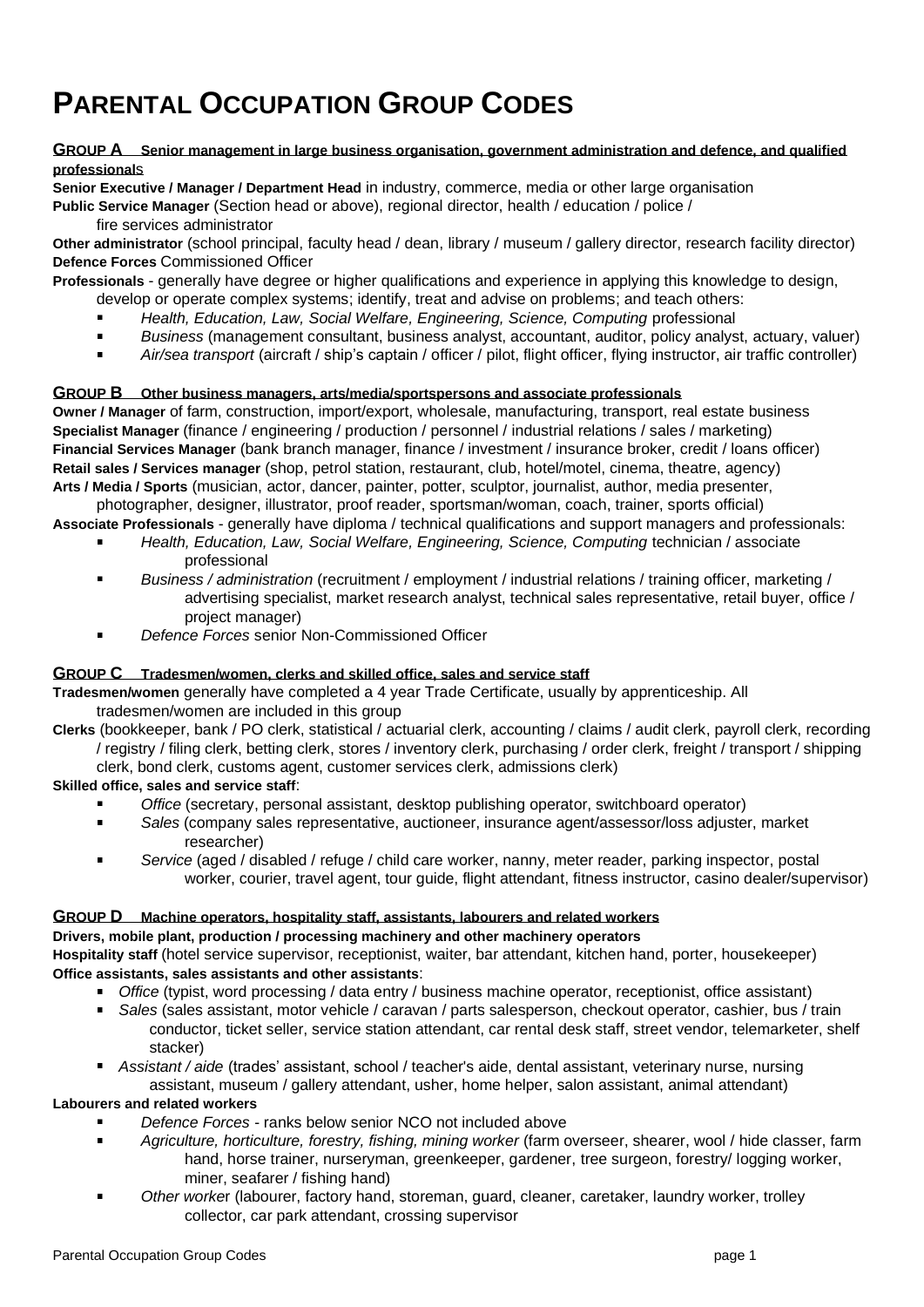# Parental Occupation Group Codes

**Group A Senior management in large business organisation, government administration and defence, and qualified professionals**

**Senior Executive / Manager / Department Head** in industry, commerce, media or other large organisation

**Public Service Manager** (Section head or above), regional director, health / education / police / fire services administrator

**Other administrator** (school principal, faculty head / dean, library / museum / gallery director, research facility director)

**Defence Forces** Commissioned Officer

**Professionals** - generally have degree or higher qualifications and experience in applying this knowledge to design, develop or operate complex systems; identify, treat and advise on problems; and teach others:

- *Health, Education, Law, Social Welfare, Engineering, Science, Computing* professional
- *Business* (management consultant, business analyst, accountant, auditor, policy analyst, actuary, valuer)
- *Air/sea transport* (aircraft / ship's captain / officer / pilot, flight officer, flying instructor, air traffic controller)

**Group B Other business managers, arts/media/sportspersons and associate professionals**

**Owner / Manager** of farm, construction, import/export, wholesale, manufacturing, transport, real estate business

**Specialist Manager** (finance / engineering / production / personnel / industrial relations / sales / marketing)

**Financial Services Manager** (bank branch manager, finance / investment / insurance broker, credit / loans officer)

**Retail sales / Services manager** (shop, petrol station, restaurant, club, hotel/motel, cinema, theatre, agency)

**Arts / Media / Sports** (musician, actor, dancer, painter, potter, sculptor, journalist, author, media presenter, photographer, designer, illustrator, proof reader, sportsman/woman, coach, trainer, sports official)

**Associate Professionals** - generally have diploma / technical qualifications and support managers and professionals:

- *Health, Education, Law, Social Welfare, Engineering, Science, Computing* technician / associate professional
- *Business / administration* (recruitment / employment / industrial relations / training officer, marketing / advertising specialist, market research analyst, technical sales representative, retail buyer, office / project manager)
- *Defence Forces* senior Non-Commissioned Officer

**Group C Tradesmen/women, clerks and skilled office, sales and service staff**

**Tradesmen/women** generally have completed a 4 year Trade Certificate, usually by apprenticeship. All tradesmen/women are included in this group

**Clerks** (bookkeeper, bank / PO clerk, statistical / actuarial clerk, accounting / claims / audit clerk, payroll clerk, recording / registry / filing clerk, betting clerk, stores / inventory clerk, purchasing / order clerk, freight / transport / shipping clerk, bond clerk, customs agent, customer services clerk, admissions clerk)

**Skilled office, sales and service staff**:

- *Office* (secretary, personal assistant, desktop publishing operator, switchboard operator)
- *Sales* (company sales representative, auctioneer, insurance agent/assessor/loss adjuster, market researcher)
- *Service* (aged / disabled / refuge / child care worker, nanny, meter reader, parking inspector, postal worker, courier, travel agent, tour guide, flight attendant, fitness instructor, casino dealer/supervisor)

**Group D Machine operators, hospitality staff, assistants, labourers and related workers**

**Drivers, mobile plant, production / processing machinery and other machinery operators**

**Hospitality staff** (hotel service supervisor, receptionist, waiter, bar attendant, kitchen hand, porter, housekeeper)

**Office assistants, sales assistants and other assistants**:

- *Office* (typist, word processing / data entry / business machine operator, receptionist, office assistant)
- *Sales* (sales assistant, motor vehicle / caravan / parts salesperson, checkout operator, cashier, bus / train conductor, ticket seller, service station attendant, car rental desk staff, street vendor, telemarketer, shelf stacker)
- *Assistant / aide* (trades' assistant, school / teacher's aide, dental assistant, veterinary nurse, nursing assistant, museum / gallery attendant, usher, home helper, salon assistant, animal attendant)

**Labourers and related workers**

- *Defence Forces* - ranks below senior NCO not included above
- *Agriculture, horticulture, forestry, fishing, mining worker* (farm overseer, shearer, wool / hide classer, farm hand, horse trainer, nurseryman, greenkeeper, gardener, tree surgeon, forestry/ logging worker, miner, seafarer / fishing hand)
- *Other worker* (labourer, factory hand, storeman, guard, cleaner, caretaker, laundry worker, trolley collector, car park attendant, crossing supervisor